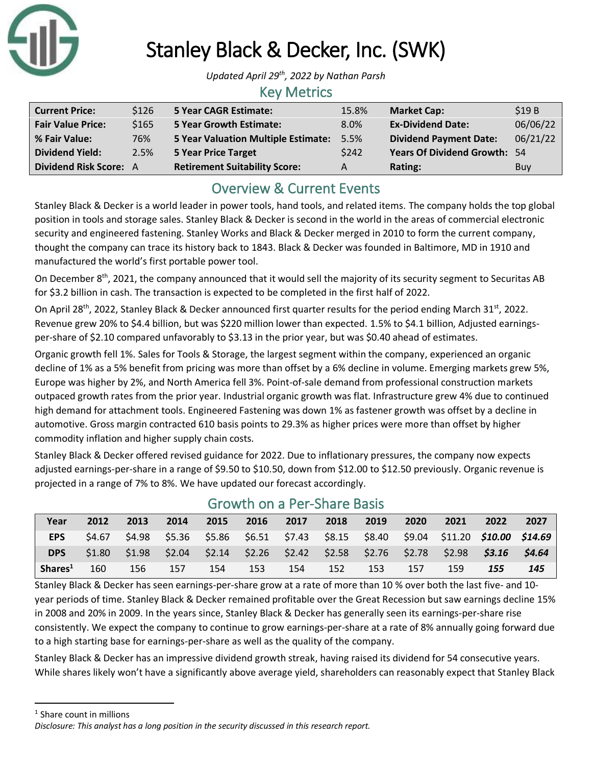# Stanley Black & Decker, Inc. (SWK)

*Updated April 29th, 2022 by Nathan Parsh*

## Key Metrics

| | | | | | |
|---|---|---|---|---|---|
| **Current Price:** | $126 | **5 Year CAGR Estimate:** | 15.8% | **Market Cap:** | $19 B |
| **Fair Value Price:** | $165 | **5 Year Growth Estimate:** | 8.0% | **Ex-Dividend Date:** | 06/06/22 |
| **% Fair Value:** | 76% | **5 Year Valuation Multiple Estimate:** | 5.5% | **Dividend Payment Date:** | 06/21/22 |
| **Dividend Yield:** | 2.5% | **5 Year Price Target** | $242 | **Years Of Dividend Growth:** | 54 |
| **Dividend Risk Score:** | A | **Retirement Suitability Score:** | A | **Rating:** | Buy |

## Overview & Current Events

Stanley Black & Decker is a world leader in power tools, hand tools, and related items. The company holds the top global position in tools and storage sales. Stanley Black & Decker is second in the world in the areas of commercial electronic security and engineered fastening. Stanley Works and Black & Decker merged in 2010 to form the current company, thought the company can trace its history back to 1843. Black & Decker was founded in Baltimore, MD in 1910 and manufactured the world's first portable power tool.

On December 8th, 2021, the company announced that it would sell the majority of its security segment to Securitas AB for $3.2 billion in cash. The transaction is expected to be completed in the first half of 2022.

On April 28th, 2022, Stanley Black & Decker announced first quarter results for the period ending March 31st, 2022. Revenue grew 20% to $4.4 billion, but was $220 million lower than expected. 1.5% to $4.1 billion, Adjusted earnings-per-share of $2.10 compared unfavorably to $3.13 in the prior year, but was $0.40 ahead of estimates.

Organic growth fell 1%. Sales for Tools & Storage, the largest segment within the company, experienced an organic decline of 1% as a 5% benefit from pricing was more than offset by a 6% decline in volume. Emerging markets grew 5%, Europe was higher by 2%, and North America fell 3%. Point-of-sale demand from professional construction markets outpaced growth rates from the prior year. Industrial organic growth was flat. Infrastructure grew 4% due to continued high demand for attachment tools. Engineered Fastening was down 1% as fastener growth was offset by a decline in automotive. Gross margin contracted 610 basis points to 29.3% as higher prices were more than offset by higher commodity inflation and higher supply chain costs.

Stanley Black & Decker offered revised guidance for 2022. Due to inflationary pressures, the company now expects adjusted earnings-per-share in a range of $9.50 to $10.50, down from $12.00 to $12.50 previously. Organic revenue is projected in a range of 7% to 8%. We have updated our forecast accordingly.

## Growth on a Per-Share Basis

| Year | 2012 | 2013 | 2014 | 2015 | 2016 | 2017 | 2018 | 2019 | 2020 | 2021 | 2022 | 2027 |
|---|---|---|---|---|---|---|---|---|---|---|---|---|
| **EPS** | $4.67 | $4.98 | $5.36 | $5.86 | $6.51 | $7.43 | $8.15 | $8.40 | $9.04 | $11.20 | ***$10.00*** | ***$14.69*** |
| **DPS** | $1.80 | $1.98 | $2.04 | $2.14 | $2.26 | $2.42 | $2.58 | $2.76 | $2.78 | $2.98 | ***$3.16*** | ***$4.64*** |
| **Shares[1]** | 160 | 156 | 157 | 154 | 153 | 154 | 152 | 153 | 157 | 159 | ***155*** | ***145*** |

Stanley Black & Decker has seen earnings-per-share grow at a rate of more than 10 % over both the last five- and 10-year periods of time. Stanley Black & Decker remained profitable over the Great Recession but saw earnings decline 15% in 2008 and 20% in 2009. In the years since, Stanley Black & Decker has generally seen its earnings-per-share rise consistently. We expect the company to continue to grow earnings-per-share at a rate of 8% annually going forward due to a high starting base for earnings-per-share as well as the quality of the company.

Stanley Black & Decker has an impressive dividend growth streak, having raised its dividend for 54 consecutive years. While shares likely won't have a significantly above average yield, shareholders can reasonably expect that Stanley Black

[1] Share count in millions

*Disclosure: This analyst has a long position in the security discussed in this research report.*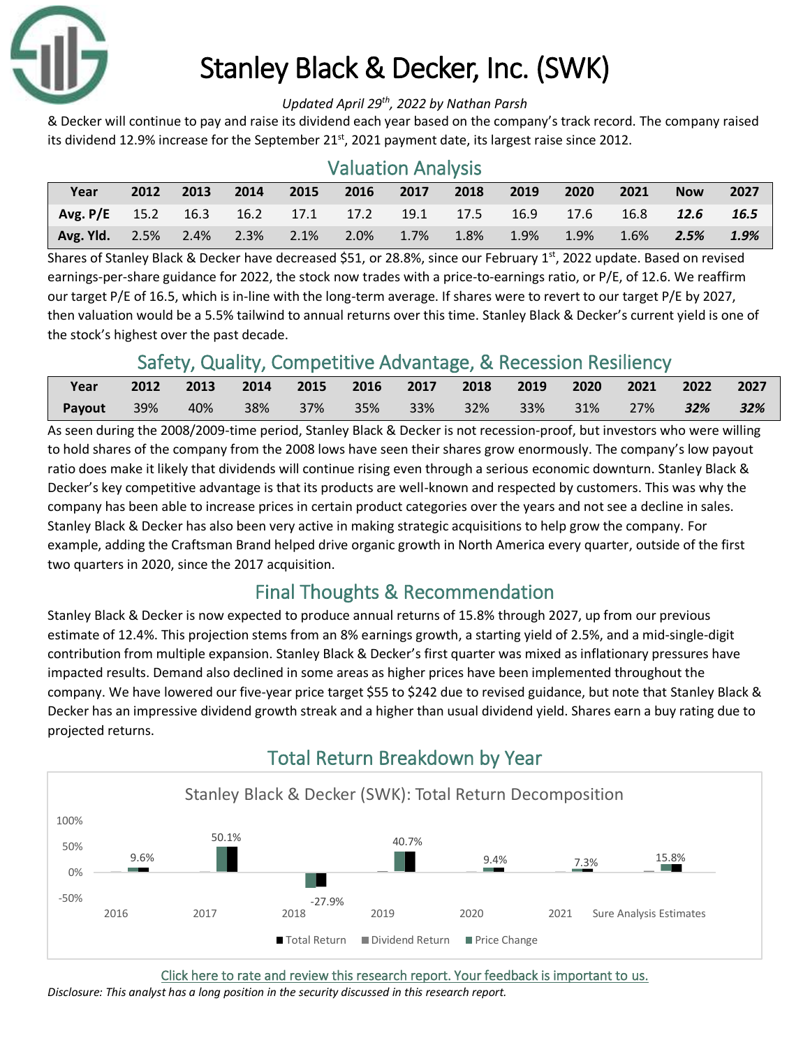& Decker will continue to pay and raise its dividend each year based on the company's track record. The company raised its dividend 12.9% increase for the September 21st, 2021 payment date, its largest raise since 2012.

## Valuation Analysis

| Year | 2012 | 2013 | 2014 | 2015 | 2016 | 2017 | 2018 | 2019 | 2020 | 2021 | Now | 2027 |
|---|---|---|---|---|---|---|---|---|---|---|---|---|
| **Avg. P/E** | 15.2 | 16.3 | 16.2 | 17.1 | 17.2 | 19.1 | 17.5 | 16.9 | 17.6 | 16.8 | ***12.6*** | ***16.5*** |
| **Avg. Yld.** | 2.5% | 2.4% | 2.3% | 2.1% | 2.0% | 1.7% | 1.8% | 1.9% | 1.9% | 1.6% | ***2.5%*** | ***1.9%*** |

Shares of Stanley Black & Decker have decreased $51, or 28.8%, since our February 1st, 2022 update. Based on revised earnings-per-share guidance for 2022, the stock now trades with a price-to-earnings ratio, or P/E, of 12.6. We reaffirm our target P/E of 16.5, which is in-line with the long-term average. If shares were to revert to our target P/E by 2027, then valuation would be a 5.5% tailwind to annual returns over this time. Stanley Black & Decker's current yield is one of the stock's highest over the past decade.

## Safety, Quality, Competitive Advantage, & Recession Resiliency

| Year | 2012 | 2013 | 2014 | 2015 | 2016 | 2017 | 2018 | 2019 | 2020 | 2021 | 2022 | 2027 |
|---|---|---|---|---|---|---|---|---|---|---|---|---|
| **Payout** | 39% | 40% | 38% | 37% | 35% | 33% | 32% | 33% | 31% | 27% | ***32%*** | ***32%*** |

As seen during the 2008/2009-time period, Stanley Black & Decker is not recession-proof, but investors who were willing to hold shares of the company from the 2008 lows have seen their shares grow enormously. The company's low payout ratio does make it likely that dividends will continue rising even through a serious economic downturn. Stanley Black & Decker's key competitive advantage is that its products are well-known and respected by customers. This was why the company has been able to increase prices in certain product categories over the years and not see a decline in sales. Stanley Black & Decker has also been very active in making strategic acquisitions to help grow the company. For example, adding the Craftsman Brand helped drive organic growth in North America every quarter, outside of the first two quarters in 2020, since the 2017 acquisition.

## Final Thoughts & Recommendation

Stanley Black & Decker is now expected to produce annual returns of 15.8% through 2027, up from our previous estimate of 12.4%. This projection stems from an 8% earnings growth, a starting yield of 2.5%, and a mid-single-digit contribution from multiple expansion. Stanley Black & Decker's first quarter was mixed as inflationary pressures have impacted results. Demand also declined in some areas as higher prices have been implemented throughout the company. We have lowered our five-year price target $55 to $242 due to revised guidance, but note that Stanley Black & Decker has an impressive dividend growth streak and a higher than usual dividend yield. Shares earn a buy rating due to projected returns.

## Total Return Breakdown by Year

Stanley Black & Decker (SWK): Total Return Decomposition

| | 2016 | 2017 | 2018 | 2019 | 2020 | 2021 | Sure Analysis Estimates |
|---|---|---|---|---|---|---|---|
| Total Return | 9.6% | 50.1% | -27.9% | 40.7% | 9.4% | 7.3% | 15.8% |

Legend: Total Return, Dividend Return, Price Change

Click here to rate and review this research report. Your feedback is important to us.

*Disclosure: This analyst has a long position in the security discussed in this research report.*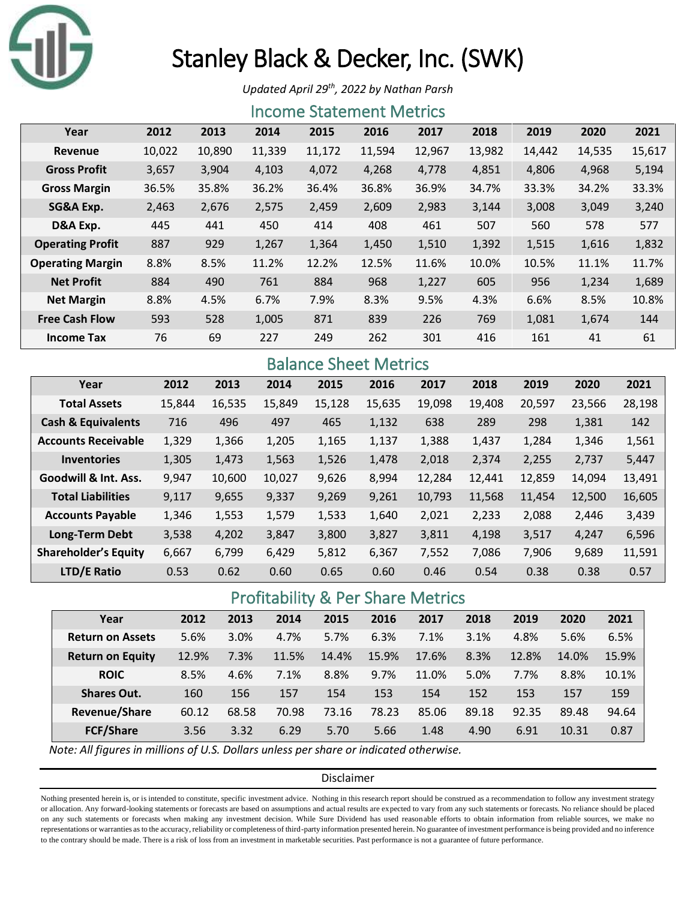# Stanley Black & Decker, Inc. (SWK)

*Updated April 29th, 2022 by Nathan Parsh*

## Income Statement Metrics

| Year | 2012 | 2013 | 2014 | 2015 | 2016 | 2017 | 2018 | 2019 | 2020 | 2021 |
|---|---|---|---|---|---|---|---|---|---|---|
| Revenue | 10,022 | 10,890 | 11,339 | 11,172 | 11,594 | 12,967 | 13,982 | 14,442 | 14,535 | 15,617 |
| Gross Profit | 3,657 | 3,904 | 4,103 | 4,072 | 4,268 | 4,778 | 4,851 | 4,806 | 4,968 | 5,194 |
| Gross Margin | 36.5% | 35.8% | 36.2% | 36.4% | 36.8% | 36.9% | 34.7% | 33.3% | 34.2% | 33.3% |
| SG&A Exp. | 2,463 | 2,676 | 2,575 | 2,459 | 2,609 | 2,983 | 3,144 | 3,008 | 3,049 | 3,240 |
| D&A Exp. | 445 | 441 | 450 | 414 | 408 | 461 | 507 | 560 | 578 | 577 |
| Operating Profit | 887 | 929 | 1,267 | 1,364 | 1,450 | 1,510 | 1,392 | 1,515 | 1,616 | 1,832 |
| Operating Margin | 8.8% | 8.5% | 11.2% | 12.2% | 12.5% | 11.6% | 10.0% | 10.5% | 11.1% | 11.7% |
| Net Profit | 884 | 490 | 761 | 884 | 968 | 1,227 | 605 | 956 | 1,234 | 1,689 |
| Net Margin | 8.8% | 4.5% | 6.7% | 7.9% | 8.3% | 9.5% | 4.3% | 6.6% | 8.5% | 10.8% |
| Free Cash Flow | 593 | 528 | 1,005 | 871 | 839 | 226 | 769 | 1,081 | 1,674 | 144 |
| Income Tax | 76 | 69 | 227 | 249 | 262 | 301 | 416 | 161 | 41 | 61 |

## Balance Sheet Metrics

| Year | 2012 | 2013 | 2014 | 2015 | 2016 | 2017 | 2018 | 2019 | 2020 | 2021 |
|---|---|---|---|---|---|---|---|---|---|---|
| Total Assets | 15,844 | 16,535 | 15,849 | 15,128 | 15,635 | 19,098 | 19,408 | 20,597 | 23,566 | 28,198 |
| Cash & Equivalents | 716 | 496 | 497 | 465 | 1,132 | 638 | 289 | 298 | 1,381 | 142 |
| Accounts Receivable | 1,329 | 1,366 | 1,205 | 1,165 | 1,137 | 1,388 | 1,437 | 1,284 | 1,346 | 1,561 |
| Inventories | 1,305 | 1,473 | 1,563 | 1,526 | 1,478 | 2,018 | 2,374 | 2,255 | 2,737 | 5,447 |
| Goodwill & Int. Ass. | 9,947 | 10,600 | 10,027 | 9,626 | 8,994 | 12,284 | 12,441 | 12,859 | 14,094 | 13,491 |
| Total Liabilities | 9,117 | 9,655 | 9,337 | 9,269 | 9,261 | 10,793 | 11,568 | 11,454 | 12,500 | 16,605 |
| Accounts Payable | 1,346 | 1,553 | 1,579 | 1,533 | 1,640 | 2,021 | 2,233 | 2,088 | 2,446 | 3,439 |
| Long-Term Debt | 3,538 | 4,202 | 3,847 | 3,800 | 3,827 | 3,811 | 4,198 | 3,517 | 4,247 | 6,596 |
| Shareholder's Equity | 6,667 | 6,799 | 6,429 | 5,812 | 6,367 | 7,552 | 7,086 | 7,906 | 9,689 | 11,591 |
| LTD/E Ratio | 0.53 | 0.62 | 0.60 | 0.65 | 0.60 | 0.46 | 0.54 | 0.38 | 0.38 | 0.57 |

## Profitability & Per Share Metrics

| Year | 2012 | 2013 | 2014 | 2015 | 2016 | 2017 | 2018 | 2019 | 2020 | 2021 |
|---|---|---|---|---|---|---|---|---|---|---|
| Return on Assets | 5.6% | 3.0% | 4.7% | 5.7% | 6.3% | 7.1% | 3.1% | 4.8% | 5.6% | 6.5% |
| Return on Equity | 12.9% | 7.3% | 11.5% | 14.4% | 15.9% | 17.6% | 8.3% | 12.8% | 14.0% | 15.9% |
| ROIC | 8.5% | 4.6% | 7.1% | 8.8% | 9.7% | 11.0% | 5.0% | 7.7% | 8.8% | 10.1% |
| Shares Out. | 160 | 156 | 157 | 154 | 153 | 154 | 152 | 153 | 157 | 159 |
| Revenue/Share | 60.12 | 68.58 | 70.98 | 73.16 | 78.23 | 85.06 | 89.18 | 92.35 | 89.48 | 94.64 |
| FCF/Share | 3.56 | 3.32 | 6.29 | 5.70 | 5.66 | 1.48 | 4.90 | 6.91 | 10.31 | 0.87 |

*Note: All figures in millions of U.S. Dollars unless per share or indicated otherwise.*

Disclaimer

Nothing presented herein is, or is intended to constitute, specific investment advice. Nothing in this research report should be construed as a recommendation to follow any investment strategy or allocation. Any forward-looking statements or forecasts are based on assumptions and actual results are expected to vary from any such statements or forecasts. No reliance should be placed on any such statements or forecasts when making any investment decision. While Sure Dividend has used reasonable efforts to obtain information from reliable sources, we make no representations or warranties as to the accuracy, reliability or completeness of third-party information presented herein. No guarantee of investment performance is being provided and no inference to the contrary should be made. There is a risk of loss from an investment in marketable securities. Past performance is not a guarantee of future performance.